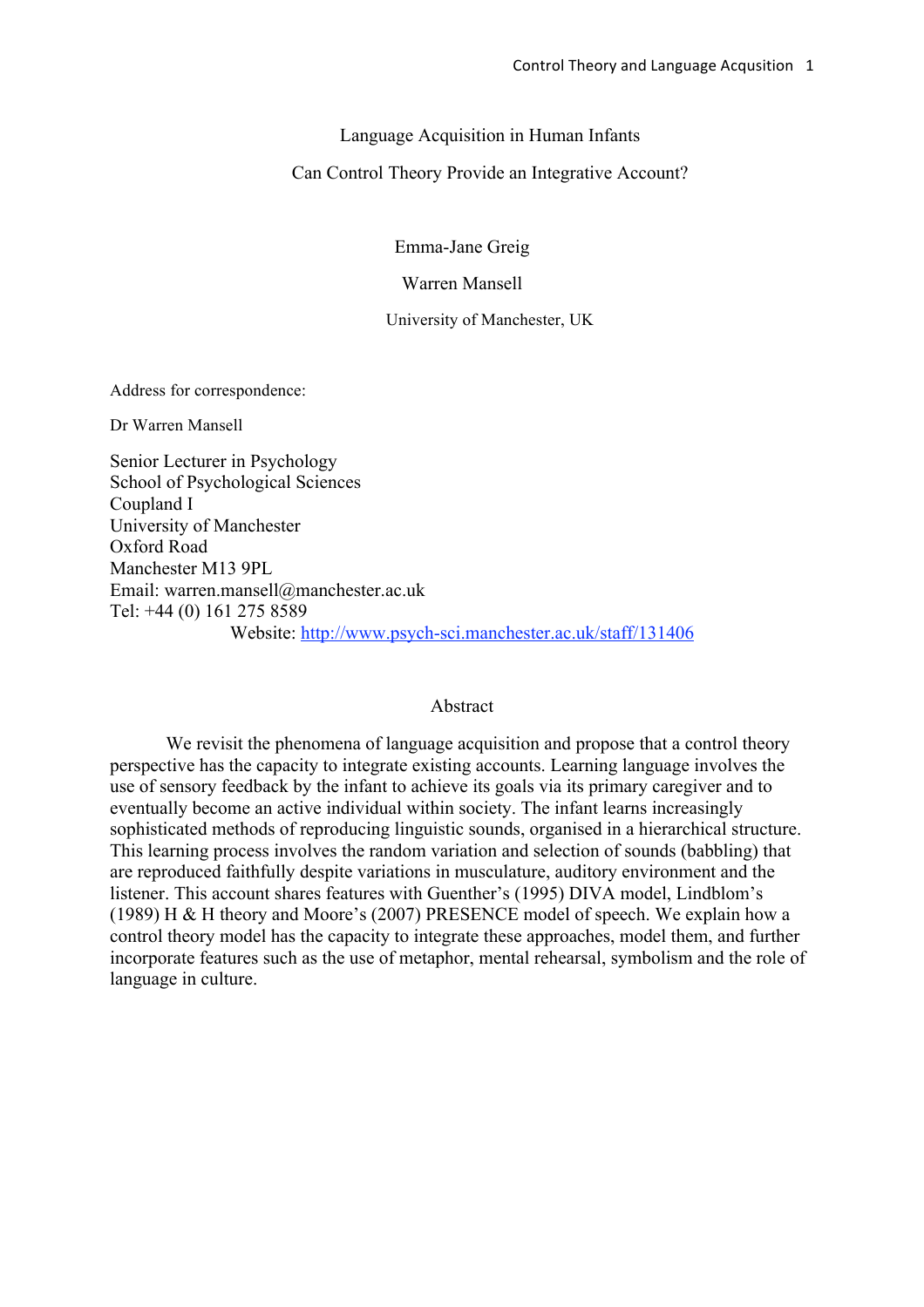# Language Acquisition in Human Infants

## Can Control Theory Provide an Integrative Account?

Emma-Jane Greig

Warren Mansell

University of Manchester, UK

Address for correspondence:

Dr Warren Mansell

Senior Lecturer in Psychology
School of Psychological Sciences
Coupland I
University of Manchester
Oxford Road
Manchester M13 9PL
Email: warren.mansell@manchester.ac.uk
Tel: +44 (0) 161 275 8589
Website: http://www.psych-sci.manchester.ac.uk/staff/131406

## Abstract

We revisit the phenomena of language acquisition and propose that a control theory perspective has the capacity to integrate existing accounts. Learning language involves the use of sensory feedback by the infant to achieve its goals via its primary caregiver and to eventually become an active individual within society. The infant learns increasingly sophisticated methods of reproducing linguistic sounds, organised in a hierarchical structure. This learning process involves the random variation and selection of sounds (babbling) that are reproduced faithfully despite variations in musculature, auditory environment and the listener. This account shares features with Guenther's (1995) DIVA model, Lindblom's (1989) H & H theory and Moore's (2007) PRESENCE model of speech. We explain how a control theory model has the capacity to integrate these approaches, model them, and further incorporate features such as the use of metaphor, mental rehearsal, symbolism and the role of language in culture.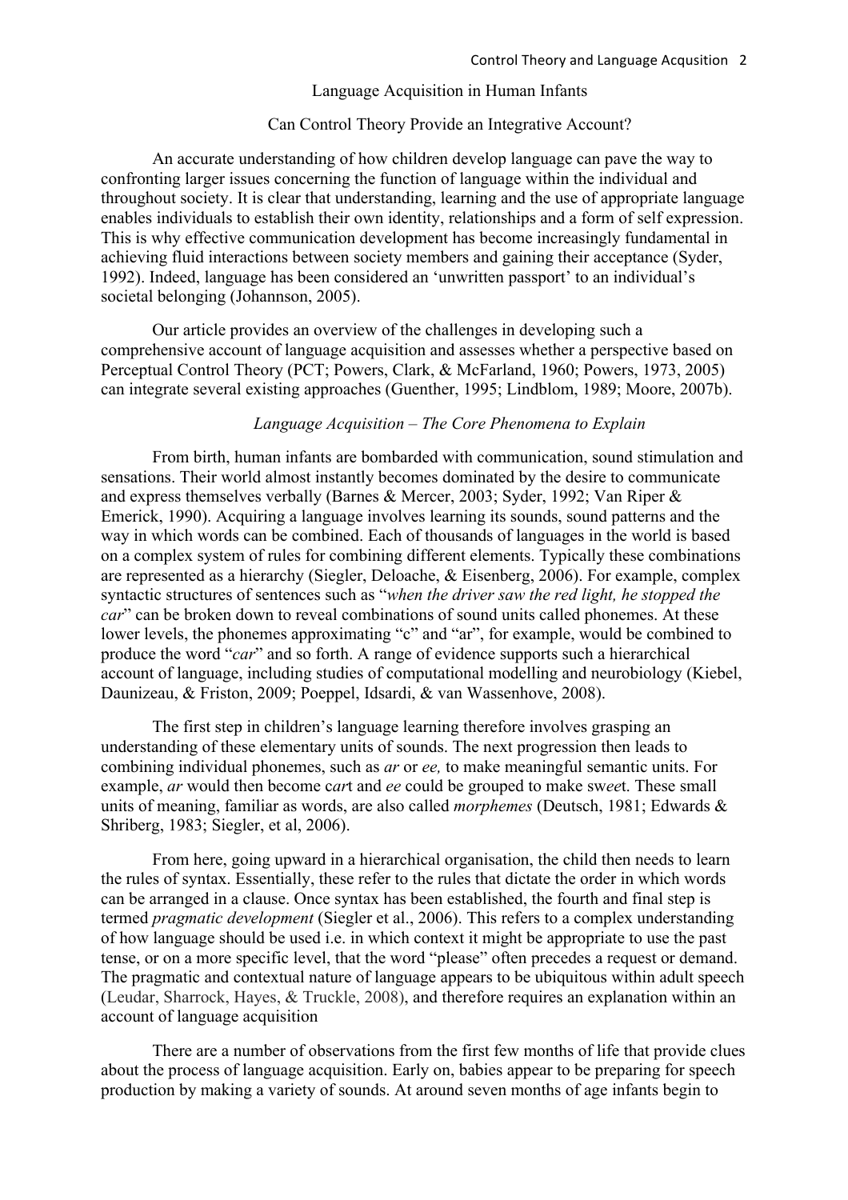# Language Acquisition in Human Infants

## Can Control Theory Provide an Integrative Account?

An accurate understanding of how children develop language can pave the way to confronting larger issues concerning the function of language within the individual and throughout society. It is clear that understanding, learning and the use of appropriate language enables individuals to establish their own identity, relationships and a form of self expression. This is why effective communication development has become increasingly fundamental in achieving fluid interactions between society members and gaining their acceptance (Syder, 1992). Indeed, language has been considered an 'unwritten passport' to an individual's societal belonging (Johannson, 2005).

Our article provides an overview of the challenges in developing such a comprehensive account of language acquisition and assesses whether a perspective based on Perceptual Control Theory (PCT; Powers, Clark, & McFarland, 1960; Powers, 1973, 2005) can integrate several existing approaches (Guenther, 1995; Lindblom, 1989; Moore, 2007b).

### *Language Acquisition – The Core Phenomena to Explain*

From birth, human infants are bombarded with communication, sound stimulation and sensations. Their world almost instantly becomes dominated by the desire to communicate and express themselves verbally (Barnes & Mercer, 2003; Syder, 1992; Van Riper & Emerick, 1990). Acquiring a language involves learning its sounds, sound patterns and the way in which words can be combined. Each of thousands of languages in the world is based on a complex system of rules for combining different elements. Typically these combinations are represented as a hierarchy (Siegler, Deloache, & Eisenberg, 2006). For example, complex syntactic structures of sentences such as "*when the driver saw the red light, he stopped the car*" can be broken down to reveal combinations of sound units called phonemes. At these lower levels, the phonemes approximating "c" and "ar", for example, would be combined to produce the word "*car*" and so forth. A range of evidence supports such a hierarchical account of language, including studies of computational modelling and neurobiology (Kiebel, Daunizeau, & Friston, 2009; Poeppel, Idsardi, & van Wassenhove, 2008).

The first step in children's language learning therefore involves grasping an understanding of these elementary units of sounds. The next progression then leads to combining individual phonemes, such as *ar* or *ee,* to make meaningful semantic units. For example, *ar* would then become c*ar*t and *ee* could be grouped to make sw*ee*t. These small units of meaning, familiar as words, are also called *morphemes* (Deutsch, 1981; Edwards & Shriberg, 1983; Siegler, et al, 2006).

From here, going upward in a hierarchical organisation, the child then needs to learn the rules of syntax. Essentially, these refer to the rules that dictate the order in which words can be arranged in a clause. Once syntax has been established, the fourth and final step is termed *pragmatic development* (Siegler et al., 2006). This refers to a complex understanding of how language should be used i.e. in which context it might be appropriate to use the past tense, or on a more specific level, that the word "please" often precedes a request or demand. The pragmatic and contextual nature of language appears to be ubiquitous within adult speech (Leudar, Sharrock, Hayes, & Truckle, 2008), and therefore requires an explanation within an account of language acquisition

There are a number of observations from the first few months of life that provide clues about the process of language acquisition. Early on, babies appear to be preparing for speech production by making a variety of sounds. At around seven months of age infants begin to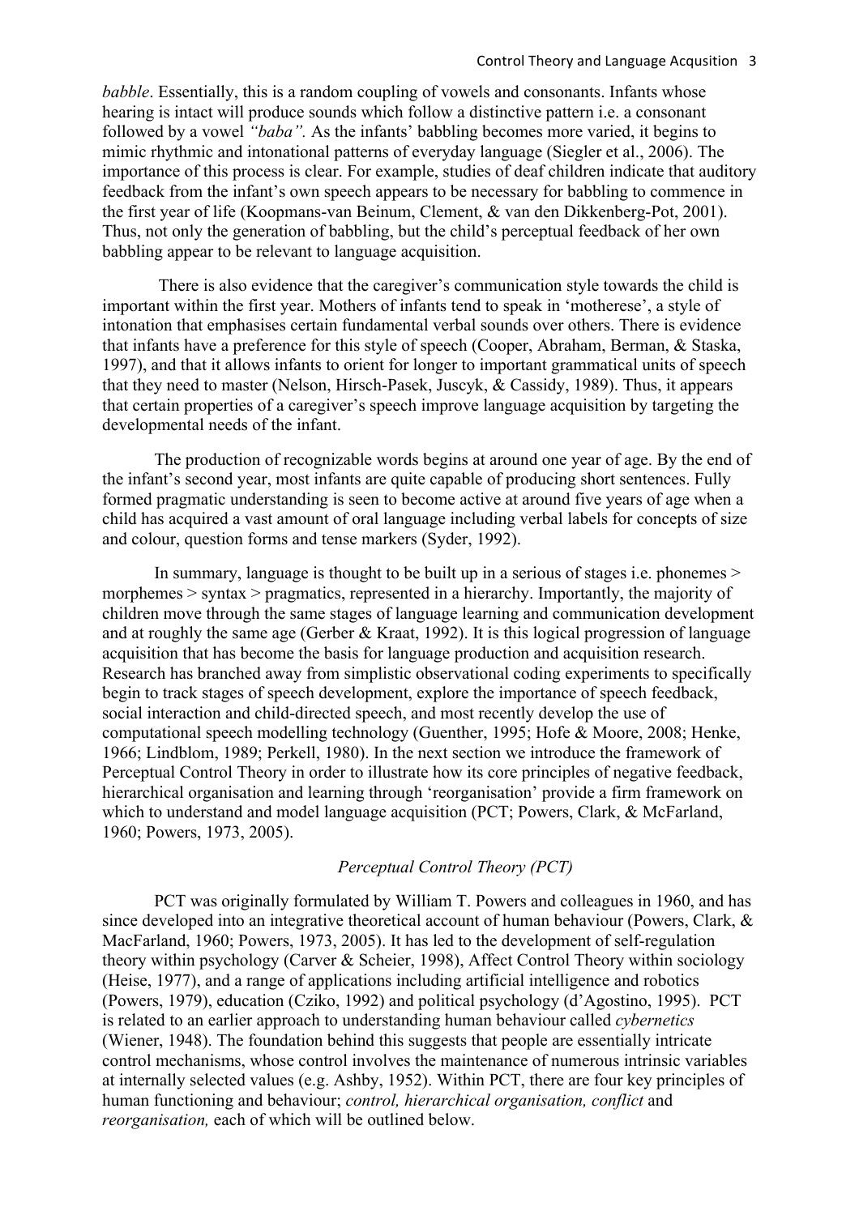*babble*. Essentially, this is a random coupling of vowels and consonants. Infants whose hearing is intact will produce sounds which follow a distinctive pattern i.e. a consonant followed by a vowel *"baba".* As the infants' babbling becomes more varied, it begins to mimic rhythmic and intonational patterns of everyday language (Siegler et al., 2006). The importance of this process is clear. For example, studies of deaf children indicate that auditory feedback from the infant's own speech appears to be necessary for babbling to commence in the first year of life (Koopmans-van Beinum, Clement, & van den Dikkenberg-Pot, 2001). Thus, not only the generation of babbling, but the child's perceptual feedback of her own babbling appear to be relevant to language acquisition.

There is also evidence that the caregiver's communication style towards the child is important within the first year. Mothers of infants tend to speak in 'motherese', a style of intonation that emphasises certain fundamental verbal sounds over others. There is evidence that infants have a preference for this style of speech (Cooper, Abraham, Berman, & Staska, 1997), and that it allows infants to orient for longer to important grammatical units of speech that they need to master (Nelson, Hirsch-Pasek, Juscyk, & Cassidy, 1989). Thus, it appears that certain properties of a caregiver's speech improve language acquisition by targeting the developmental needs of the infant.

The production of recognizable words begins at around one year of age. By the end of the infant's second year, most infants are quite capable of producing short sentences. Fully formed pragmatic understanding is seen to become active at around five years of age when a child has acquired a vast amount of oral language including verbal labels for concepts of size and colour, question forms and tense markers (Syder, 1992).

In summary, language is thought to be built up in a serious of stages i.e. phonemes > morphemes > syntax > pragmatics, represented in a hierarchy. Importantly, the majority of children move through the same stages of language learning and communication development and at roughly the same age (Gerber & Kraat, 1992). It is this logical progression of language acquisition that has become the basis for language production and acquisition research. Research has branched away from simplistic observational coding experiments to specifically begin to track stages of speech development, explore the importance of speech feedback, social interaction and child-directed speech, and most recently develop the use of computational speech modelling technology (Guenther, 1995; Hofe & Moore, 2008; Henke, 1966; Lindblom, 1989; Perkell, 1980). In the next section we introduce the framework of Perceptual Control Theory in order to illustrate how its core principles of negative feedback, hierarchical organisation and learning through 'reorganisation' provide a firm framework on which to understand and model language acquisition (PCT; Powers, Clark, & McFarland, 1960; Powers, 1973, 2005).

## *Perceptual Control Theory (PCT)*

PCT was originally formulated by William T. Powers and colleagues in 1960, and has since developed into an integrative theoretical account of human behaviour (Powers, Clark, & MacFarland, 1960; Powers, 1973, 2005). It has led to the development of self-regulation theory within psychology (Carver & Scheier, 1998), Affect Control Theory within sociology (Heise, 1977), and a range of applications including artificial intelligence and robotics (Powers, 1979), education (Cziko, 1992) and political psychology (d'Agostino, 1995). PCT is related to an earlier approach to understanding human behaviour called *cybernetics* (Wiener, 1948). The foundation behind this suggests that people are essentially intricate control mechanisms, whose control involves the maintenance of numerous intrinsic variables at internally selected values (e.g. Ashby, 1952). Within PCT, there are four key principles of human functioning and behaviour; *control, hierarchical organisation, conflict* and *reorganisation,* each of which will be outlined below.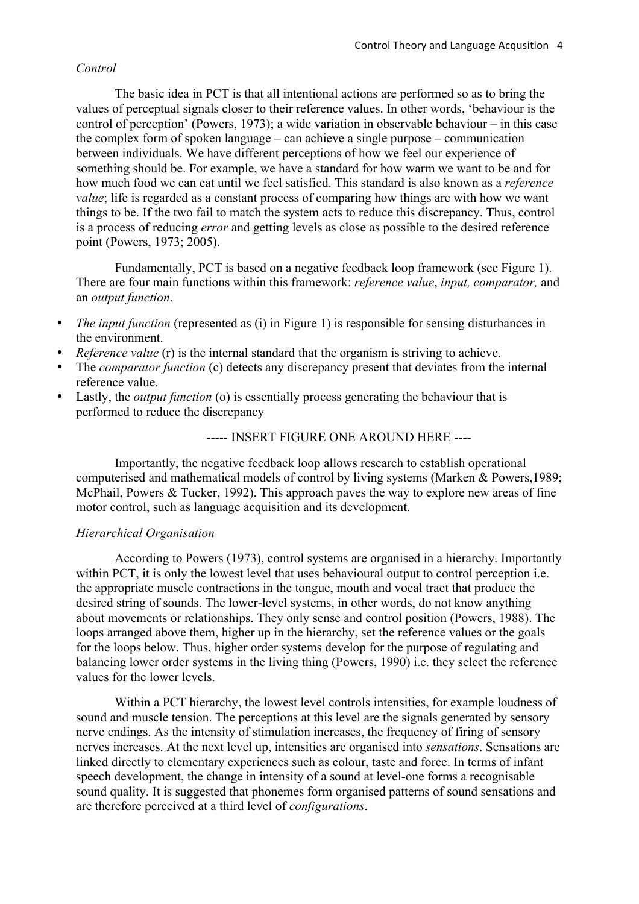*Control*

The basic idea in PCT is that all intentional actions are performed so as to bring the values of perceptual signals closer to their reference values. In other words, 'behaviour is the control of perception' (Powers, 1973); a wide variation in observable behaviour – in this case the complex form of spoken language – can achieve a single purpose – communication between individuals. We have different perceptions of how we feel our experience of something should be. For example, we have a standard for how warm we want to be and for how much food we can eat until we feel satisfied. This standard is also known as a *reference value*; life is regarded as a constant process of comparing how things are with how we want things to be. If the two fail to match the system acts to reduce this discrepancy. Thus, control is a process of reducing *error* and getting levels as close as possible to the desired reference point (Powers, 1973; 2005).

Fundamentally, PCT is based on a negative feedback loop framework (see Figure 1). There are four main functions within this framework: *reference value*, *input, comparator,* and an *output function*.

- *The input function* (represented as (i) in Figure 1) is responsible for sensing disturbances in the environment.
- *Reference value* (r) is the internal standard that the organism is striving to achieve.
- The *comparator function* (c) detects any discrepancy present that deviates from the internal reference value.
- Lastly, the *output function* (o) is essentially process generating the behaviour that is performed to reduce the discrepancy

----- INSERT FIGURE ONE AROUND HERE ----

Importantly, the negative feedback loop allows research to establish operational computerised and mathematical models of control by living systems (Marken & Powers,1989; McPhail, Powers & Tucker, 1992). This approach paves the way to explore new areas of fine motor control, such as language acquisition and its development.

*Hierarchical Organisation*

According to Powers (1973), control systems are organised in a hierarchy. Importantly within PCT, it is only the lowest level that uses behavioural output to control perception i.e. the appropriate muscle contractions in the tongue, mouth and vocal tract that produce the desired string of sounds. The lower-level systems, in other words, do not know anything about movements or relationships. They only sense and control position (Powers, 1988). The loops arranged above them, higher up in the hierarchy, set the reference values or the goals for the loops below. Thus, higher order systems develop for the purpose of regulating and balancing lower order systems in the living thing (Powers, 1990) i.e. they select the reference values for the lower levels.

Within a PCT hierarchy, the lowest level controls intensities, for example loudness of sound and muscle tension. The perceptions at this level are the signals generated by sensory nerve endings. As the intensity of stimulation increases, the frequency of firing of sensory nerves increases. At the next level up, intensities are organised into *sensations*. Sensations are linked directly to elementary experiences such as colour, taste and force. In terms of infant speech development, the change in intensity of a sound at level-one forms a recognisable sound quality. It is suggested that phonemes form organised patterns of sound sensations and are therefore perceived at a third level of *configurations*.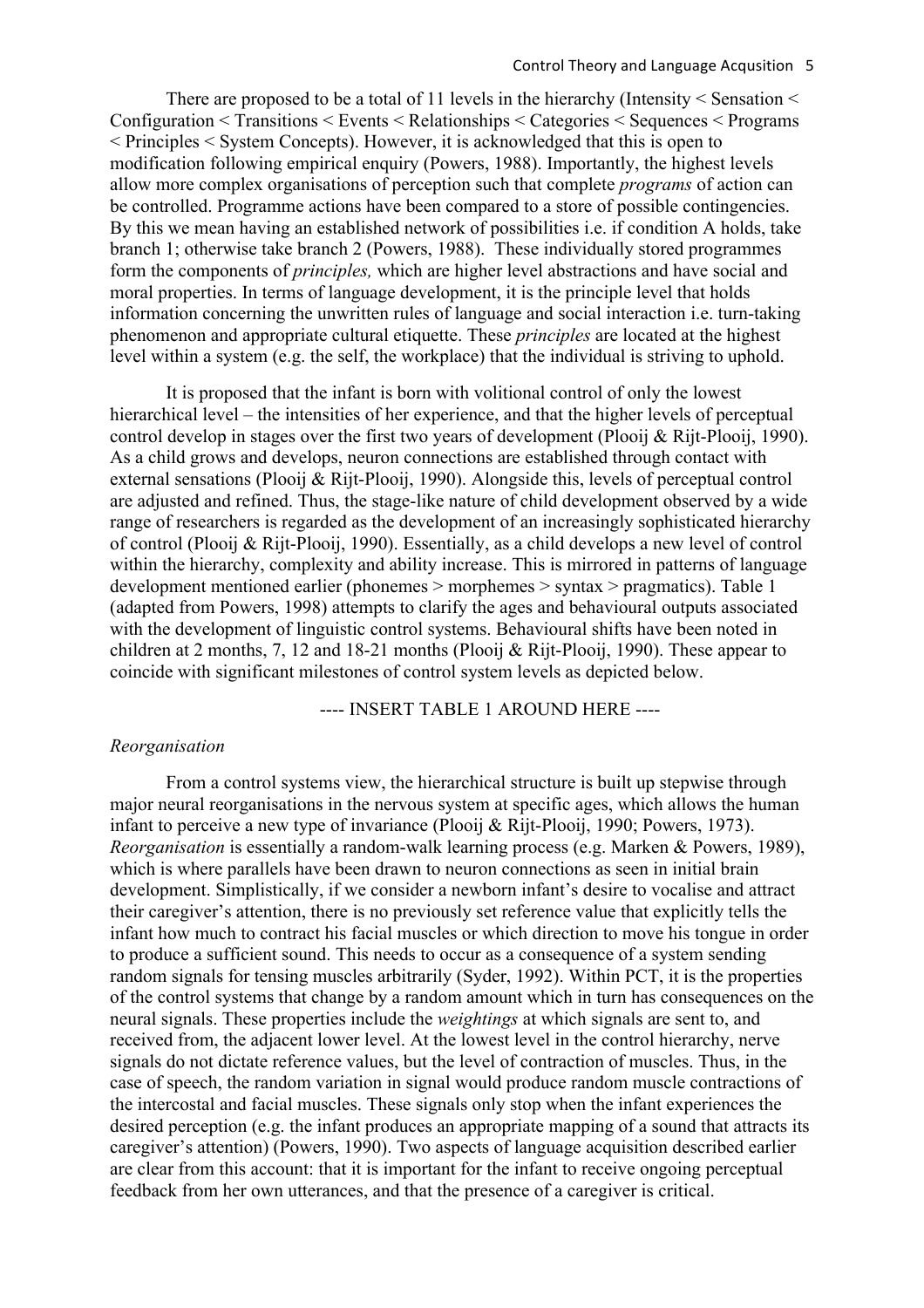There are proposed to be a total of 11 levels in the hierarchy (Intensity < Sensation < Configuration < Transitions < Events < Relationships < Categories < Sequences < Programs < Principles < System Concepts). However, it is acknowledged that this is open to modification following empirical enquiry (Powers, 1988). Importantly, the highest levels allow more complex organisations of perception such that complete *programs* of action can be controlled. Programme actions have been compared to a store of possible contingencies. By this we mean having an established network of possibilities i.e. if condition A holds, take branch 1; otherwise take branch 2 (Powers, 1988). These individually stored programmes form the components of *principles,* which are higher level abstractions and have social and moral properties. In terms of language development, it is the principle level that holds information concerning the unwritten rules of language and social interaction i.e. turn-taking phenomenon and appropriate cultural etiquette. These *principles* are located at the highest level within a system (e.g. the self, the workplace) that the individual is striving to uphold.

It is proposed that the infant is born with volitional control of only the lowest hierarchical level – the intensities of her experience, and that the higher levels of perceptual control develop in stages over the first two years of development (Plooij & Rijt-Plooij, 1990). As a child grows and develops, neuron connections are established through contact with external sensations (Plooij & Rijt-Plooij, 1990). Alongside this, levels of perceptual control are adjusted and refined. Thus, the stage-like nature of child development observed by a wide range of researchers is regarded as the development of an increasingly sophisticated hierarchy of control (Plooij & Rijt-Plooij, 1990). Essentially, as a child develops a new level of control within the hierarchy, complexity and ability increase. This is mirrored in patterns of language development mentioned earlier (phonemes > morphemes > syntax > pragmatics). Table 1 (adapted from Powers, 1998) attempts to clarify the ages and behavioural outputs associated with the development of linguistic control systems. Behavioural shifts have been noted in children at 2 months, 7, 12 and 18-21 months (Plooij & Rijt-Plooij, 1990). These appear to coincide with significant milestones of control system levels as depicted below.

---- INSERT TABLE 1 AROUND HERE ----

*Reorganisation*

From a control systems view, the hierarchical structure is built up stepwise through major neural reorganisations in the nervous system at specific ages, which allows the human infant to perceive a new type of invariance (Plooij & Rijt-Plooij, 1990; Powers, 1973). *Reorganisation* is essentially a random-walk learning process (e.g. Marken & Powers, 1989), which is where parallels have been drawn to neuron connections as seen in initial brain development. Simplistically, if we consider a newborn infant's desire to vocalise and attract their caregiver's attention, there is no previously set reference value that explicitly tells the infant how much to contract his facial muscles or which direction to move his tongue in order to produce a sufficient sound. This needs to occur as a consequence of a system sending random signals for tensing muscles arbitrarily (Syder, 1992). Within PCT, it is the properties of the control systems that change by a random amount which in turn has consequences on the neural signals. These properties include the *weightings* at which signals are sent to, and received from, the adjacent lower level. At the lowest level in the control hierarchy, nerve signals do not dictate reference values, but the level of contraction of muscles. Thus, in the case of speech, the random variation in signal would produce random muscle contractions of the intercostal and facial muscles. These signals only stop when the infant experiences the desired perception (e.g. the infant produces an appropriate mapping of a sound that attracts its caregiver's attention) (Powers, 1990). Two aspects of language acquisition described earlier are clear from this account: that it is important for the infant to receive ongoing perceptual feedback from her own utterances, and that the presence of a caregiver is critical.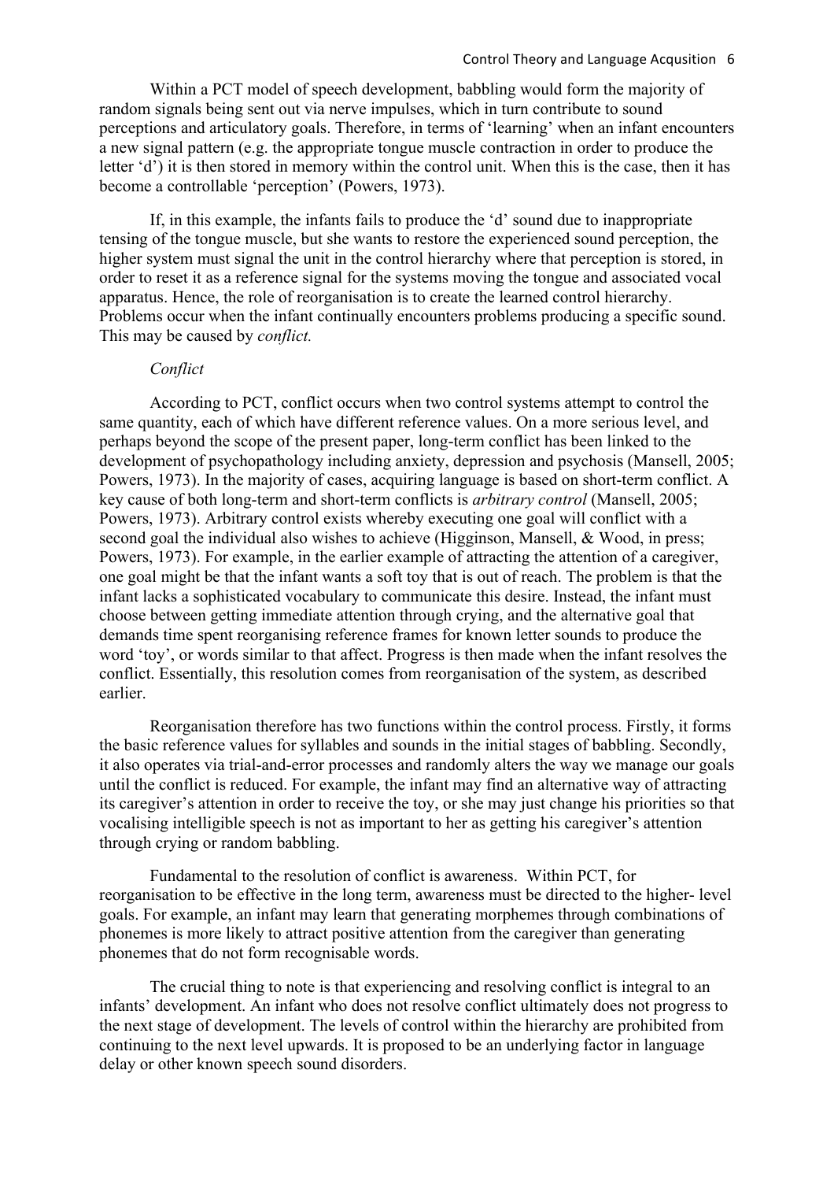Within a PCT model of speech development, babbling would form the majority of random signals being sent out via nerve impulses, which in turn contribute to sound perceptions and articulatory goals. Therefore, in terms of 'learning' when an infant encounters a new signal pattern (e.g. the appropriate tongue muscle contraction in order to produce the letter 'd') it is then stored in memory within the control unit. When this is the case, then it has become a controllable 'perception' (Powers, 1973).

If, in this example, the infants fails to produce the 'd' sound due to inappropriate tensing of the tongue muscle, but she wants to restore the experienced sound perception, the higher system must signal the unit in the control hierarchy where that perception is stored, in order to reset it as a reference signal for the systems moving the tongue and associated vocal apparatus. Hence, the role of reorganisation is to create the learned control hierarchy. Problems occur when the infant continually encounters problems producing a specific sound. This may be caused by *conflict.*

*Conflict*

According to PCT, conflict occurs when two control systems attempt to control the same quantity, each of which have different reference values. On a more serious level, and perhaps beyond the scope of the present paper, long-term conflict has been linked to the development of psychopathology including anxiety, depression and psychosis (Mansell, 2005; Powers, 1973). In the majority of cases, acquiring language is based on short-term conflict. A key cause of both long-term and short-term conflicts is *arbitrary control* (Mansell, 2005; Powers, 1973). Arbitrary control exists whereby executing one goal will conflict with a second goal the individual also wishes to achieve (Higginson, Mansell, & Wood, in press; Powers, 1973). For example, in the earlier example of attracting the attention of a caregiver, one goal might be that the infant wants a soft toy that is out of reach. The problem is that the infant lacks a sophisticated vocabulary to communicate this desire. Instead, the infant must choose between getting immediate attention through crying, and the alternative goal that demands time spent reorganising reference frames for known letter sounds to produce the word 'toy', or words similar to that affect. Progress is then made when the infant resolves the conflict. Essentially, this resolution comes from reorganisation of the system, as described earlier.

Reorganisation therefore has two functions within the control process. Firstly, it forms the basic reference values for syllables and sounds in the initial stages of babbling. Secondly, it also operates via trial-and-error processes and randomly alters the way we manage our goals until the conflict is reduced. For example, the infant may find an alternative way of attracting its caregiver's attention in order to receive the toy, or she may just change his priorities so that vocalising intelligible speech is not as important to her as getting his caregiver's attention through crying or random babbling.

Fundamental to the resolution of conflict is awareness. Within PCT, for reorganisation to be effective in the long term, awareness must be directed to the higher- level goals. For example, an infant may learn that generating morphemes through combinations of phonemes is more likely to attract positive attention from the caregiver than generating phonemes that do not form recognisable words.

The crucial thing to note is that experiencing and resolving conflict is integral to an infants' development. An infant who does not resolve conflict ultimately does not progress to the next stage of development. The levels of control within the hierarchy are prohibited from continuing to the next level upwards. It is proposed to be an underlying factor in language delay or other known speech sound disorders.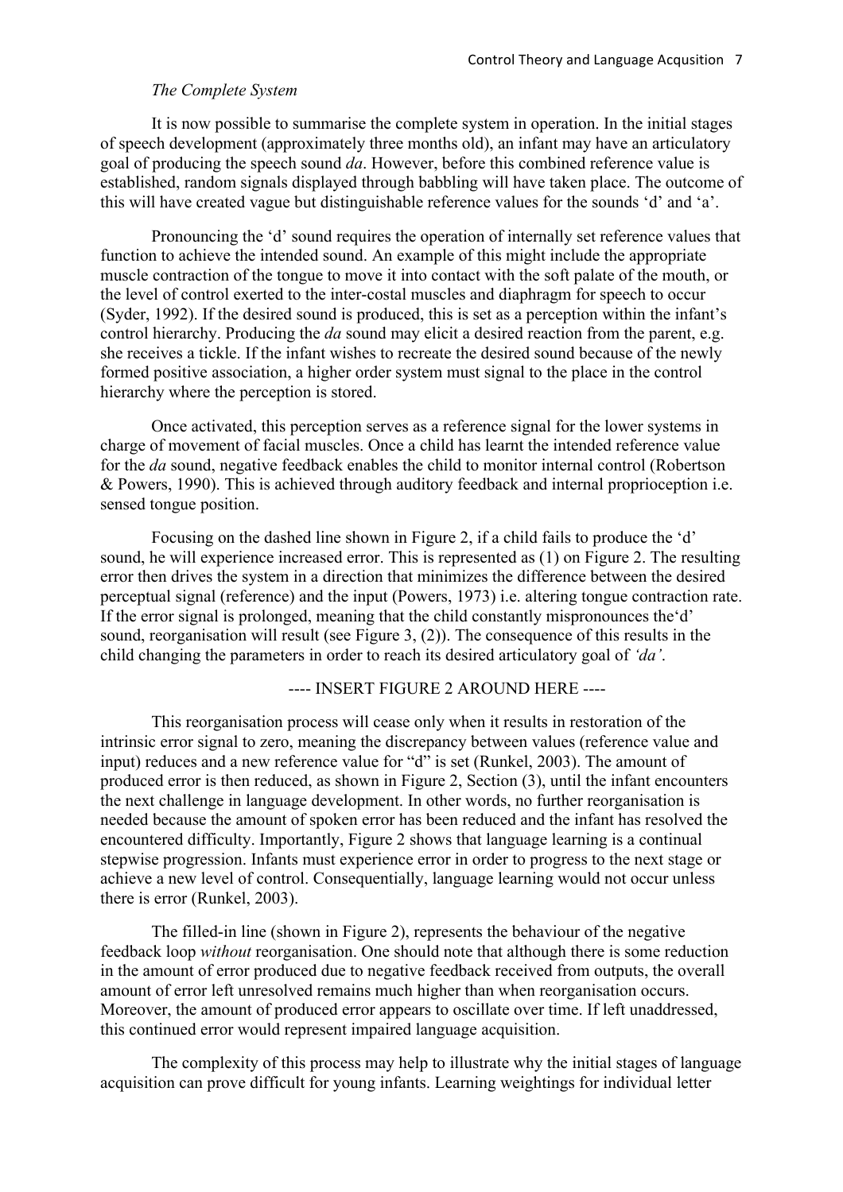### *The Complete System*

It is now possible to summarise the complete system in operation. In the initial stages of speech development (approximately three months old), an infant may have an articulatory goal of producing the speech sound *da*. However, before this combined reference value is established, random signals displayed through babbling will have taken place. The outcome of this will have created vague but distinguishable reference values for the sounds 'd' and 'a'.

Pronouncing the 'd' sound requires the operation of internally set reference values that function to achieve the intended sound. An example of this might include the appropriate muscle contraction of the tongue to move it into contact with the soft palate of the mouth, or the level of control exerted to the inter-costal muscles and diaphragm for speech to occur (Syder, 1992). If the desired sound is produced, this is set as a perception within the infant's control hierarchy. Producing the *da* sound may elicit a desired reaction from the parent, e.g. she receives a tickle. If the infant wishes to recreate the desired sound because of the newly formed positive association, a higher order system must signal to the place in the control hierarchy where the perception is stored.

Once activated, this perception serves as a reference signal for the lower systems in charge of movement of facial muscles. Once a child has learnt the intended reference value for the *da* sound, negative feedback enables the child to monitor internal control (Robertson & Powers, 1990). This is achieved through auditory feedback and internal proprioception i.e. sensed tongue position.

Focusing on the dashed line shown in Figure 2, if a child fails to produce the 'd' sound, he will experience increased error. This is represented as (1) on Figure 2. The resulting error then drives the system in a direction that minimizes the difference between the desired perceptual signal (reference) and the input (Powers, 1973) i.e. altering tongue contraction rate. If the error signal is prolonged, meaning that the child constantly mispronounces the'd' sound, reorganisation will result (see Figure 3, (2)). The consequence of this results in the child changing the parameters in order to reach its desired articulatory goal of *'da'*.

---- INSERT FIGURE 2 AROUND HERE ----

This reorganisation process will cease only when it results in restoration of the intrinsic error signal to zero, meaning the discrepancy between values (reference value and input) reduces and a new reference value for "d" is set (Runkel, 2003). The amount of produced error is then reduced, as shown in Figure 2, Section (3), until the infant encounters the next challenge in language development. In other words, no further reorganisation is needed because the amount of spoken error has been reduced and the infant has resolved the encountered difficulty. Importantly, Figure 2 shows that language learning is a continual stepwise progression. Infants must experience error in order to progress to the next stage or achieve a new level of control. Consequentially, language learning would not occur unless there is error (Runkel, 2003).

The filled-in line (shown in Figure 2), represents the behaviour of the negative feedback loop *without* reorganisation. One should note that although there is some reduction in the amount of error produced due to negative feedback received from outputs, the overall amount of error left unresolved remains much higher than when reorganisation occurs. Moreover, the amount of produced error appears to oscillate over time. If left unaddressed, this continued error would represent impaired language acquisition.

The complexity of this process may help to illustrate why the initial stages of language acquisition can prove difficult for young infants. Learning weightings for individual letter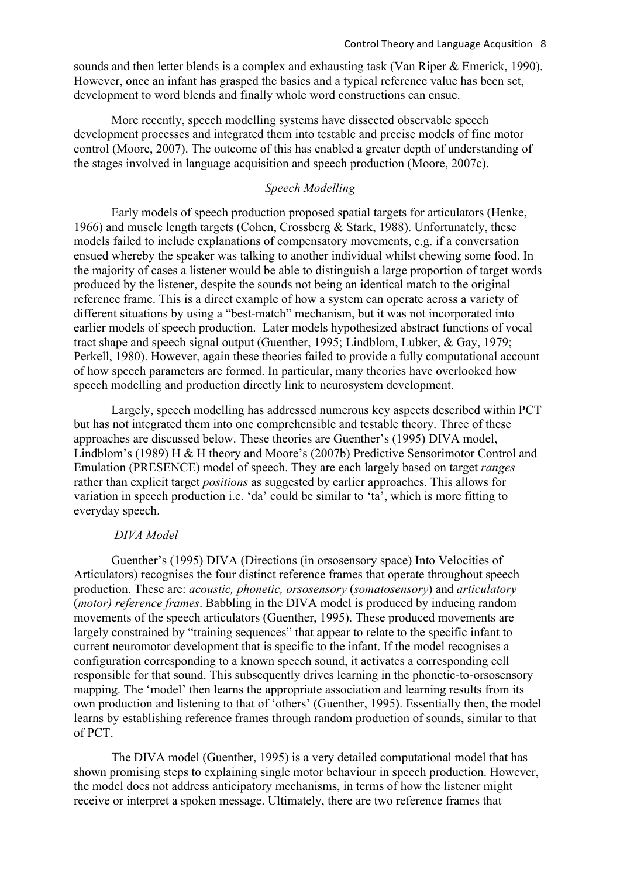sounds and then letter blends is a complex and exhausting task (Van Riper & Emerick, 1990). However, once an infant has grasped the basics and a typical reference value has been set, development to word blends and finally whole word constructions can ensue.

More recently, speech modelling systems have dissected observable speech development processes and integrated them into testable and precise models of fine motor control (Moore, 2007). The outcome of this has enabled a greater depth of understanding of the stages involved in language acquisition and speech production (Moore, 2007c).

*Speech Modelling*

Early models of speech production proposed spatial targets for articulators (Henke, 1966) and muscle length targets (Cohen, Crossberg & Stark, 1988). Unfortunately, these models failed to include explanations of compensatory movements, e.g. if a conversation ensued whereby the speaker was talking to another individual whilst chewing some food. In the majority of cases a listener would be able to distinguish a large proportion of target words produced by the listener, despite the sounds not being an identical match to the original reference frame. This is a direct example of how a system can operate across a variety of different situations by using a "best-match" mechanism, but it was not incorporated into earlier models of speech production. Later models hypothesized abstract functions of vocal tract shape and speech signal output (Guenther, 1995; Lindblom, Lubker, & Gay, 1979; Perkell, 1980). However, again these theories failed to provide a fully computational account of how speech parameters are formed. In particular, many theories have overlooked how speech modelling and production directly link to neurosystem development.

Largely, speech modelling has addressed numerous key aspects described within PCT but has not integrated them into one comprehensible and testable theory. Three of these approaches are discussed below. These theories are Guenther's (1995) DIVA model, Lindblom's (1989) H & H theory and Moore's (2007b) Predictive Sensorimotor Control and Emulation (PRESENCE) model of speech. They are each largely based on target *ranges* rather than explicit target *positions* as suggested by earlier approaches. This allows for variation in speech production i.e. 'da' could be similar to 'ta', which is more fitting to everyday speech.

*DIVA Model*

Guenther's (1995) DIVA (Directions (in orsosensory space) Into Velocities of Articulators) recognises the four distinct reference frames that operate throughout speech production. These are: *acoustic, phonetic, orsosensory* (*somatosensory*) and *articulatory* (*motor) reference frames*. Babbling in the DIVA model is produced by inducing random movements of the speech articulators (Guenther, 1995). These produced movements are largely constrained by "training sequences" that appear to relate to the specific infant to current neuromotor development that is specific to the infant. If the model recognises a configuration corresponding to a known speech sound, it activates a corresponding cell responsible for that sound. This subsequently drives learning in the phonetic-to-orsosensory mapping. The 'model' then learns the appropriate association and learning results from its own production and listening to that of 'others' (Guenther, 1995). Essentially then, the model learns by establishing reference frames through random production of sounds, similar to that of PCT.

The DIVA model (Guenther, 1995) is a very detailed computational model that has shown promising steps to explaining single motor behaviour in speech production. However, the model does not address anticipatory mechanisms, in terms of how the listener might receive or interpret a spoken message. Ultimately, there are two reference frames that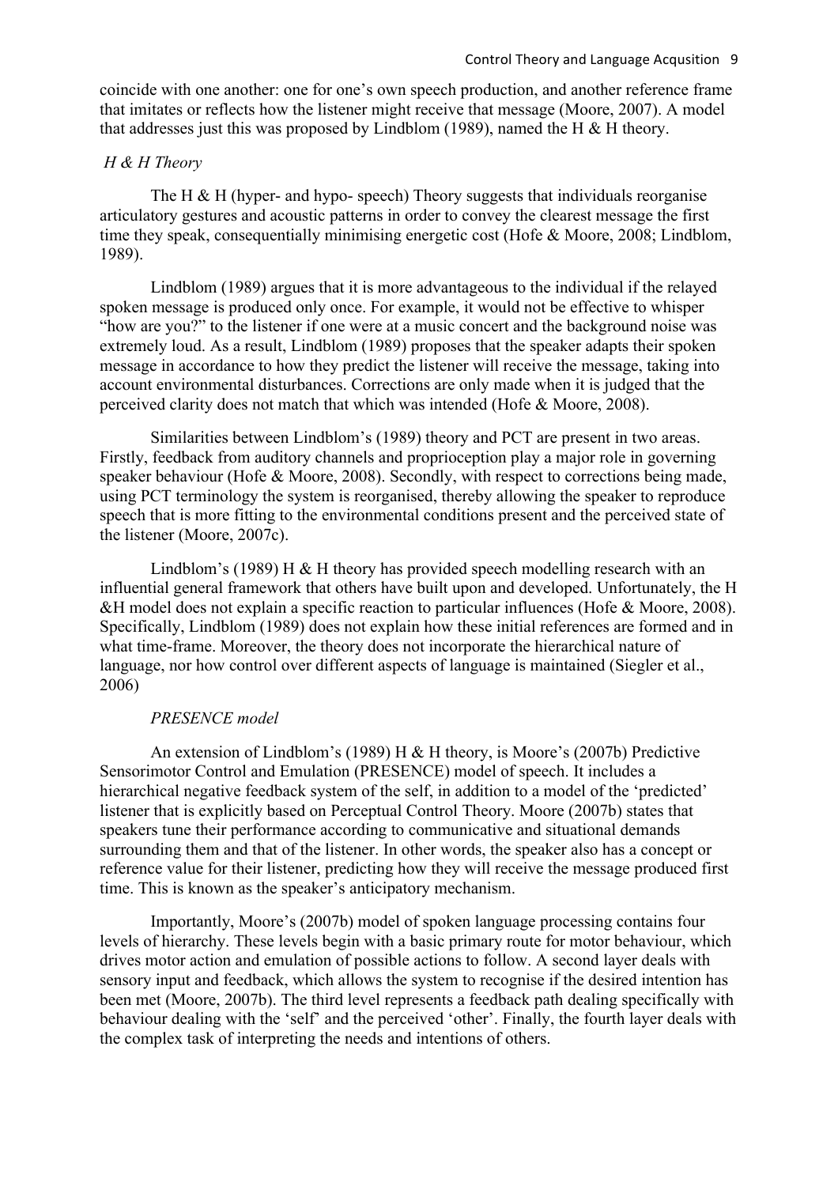coincide with one another: one for one's own speech production, and another reference frame that imitates or reflects how the listener might receive that message (Moore, 2007). A model that addresses just this was proposed by Lindblom (1989), named the H & H theory.

### *H & H Theory*

The H & H (hyper- and hypo- speech) Theory suggests that individuals reorganise articulatory gestures and acoustic patterns in order to convey the clearest message the first time they speak, consequentially minimising energetic cost (Hofe & Moore, 2008; Lindblom, 1989).

Lindblom (1989) argues that it is more advantageous to the individual if the relayed spoken message is produced only once. For example, it would not be effective to whisper "how are you?" to the listener if one were at a music concert and the background noise was extremely loud. As a result, Lindblom (1989) proposes that the speaker adapts their spoken message in accordance to how they predict the listener will receive the message, taking into account environmental disturbances. Corrections are only made when it is judged that the perceived clarity does not match that which was intended (Hofe & Moore, 2008).

Similarities between Lindblom's (1989) theory and PCT are present in two areas. Firstly, feedback from auditory channels and proprioception play a major role in governing speaker behaviour (Hofe & Moore, 2008). Secondly, with respect to corrections being made, using PCT terminology the system is reorganised, thereby allowing the speaker to reproduce speech that is more fitting to the environmental conditions present and the perceived state of the listener (Moore, 2007c).

Lindblom's (1989) H & H theory has provided speech modelling research with an influential general framework that others have built upon and developed. Unfortunately, the H &H model does not explain a specific reaction to particular influences (Hofe & Moore, 2008). Specifically, Lindblom (1989) does not explain how these initial references are formed and in what time-frame. Moreover, the theory does not incorporate the hierarchical nature of language, nor how control over different aspects of language is maintained (Siegler et al., 2006)

### *PRESENCE model*

An extension of Lindblom's (1989) H & H theory, is Moore's (2007b) Predictive Sensorimotor Control and Emulation (PRESENCE) model of speech. It includes a hierarchical negative feedback system of the self, in addition to a model of the 'predicted' listener that is explicitly based on Perceptual Control Theory. Moore (2007b) states that speakers tune their performance according to communicative and situational demands surrounding them and that of the listener. In other words, the speaker also has a concept or reference value for their listener, predicting how they will receive the message produced first time. This is known as the speaker's anticipatory mechanism.

Importantly, Moore's (2007b) model of spoken language processing contains four levels of hierarchy. These levels begin with a basic primary route for motor behaviour, which drives motor action and emulation of possible actions to follow. A second layer deals with sensory input and feedback, which allows the system to recognise if the desired intention has been met (Moore, 2007b). The third level represents a feedback path dealing specifically with behaviour dealing with the 'self' and the perceived 'other'. Finally, the fourth layer deals with the complex task of interpreting the needs and intentions of others.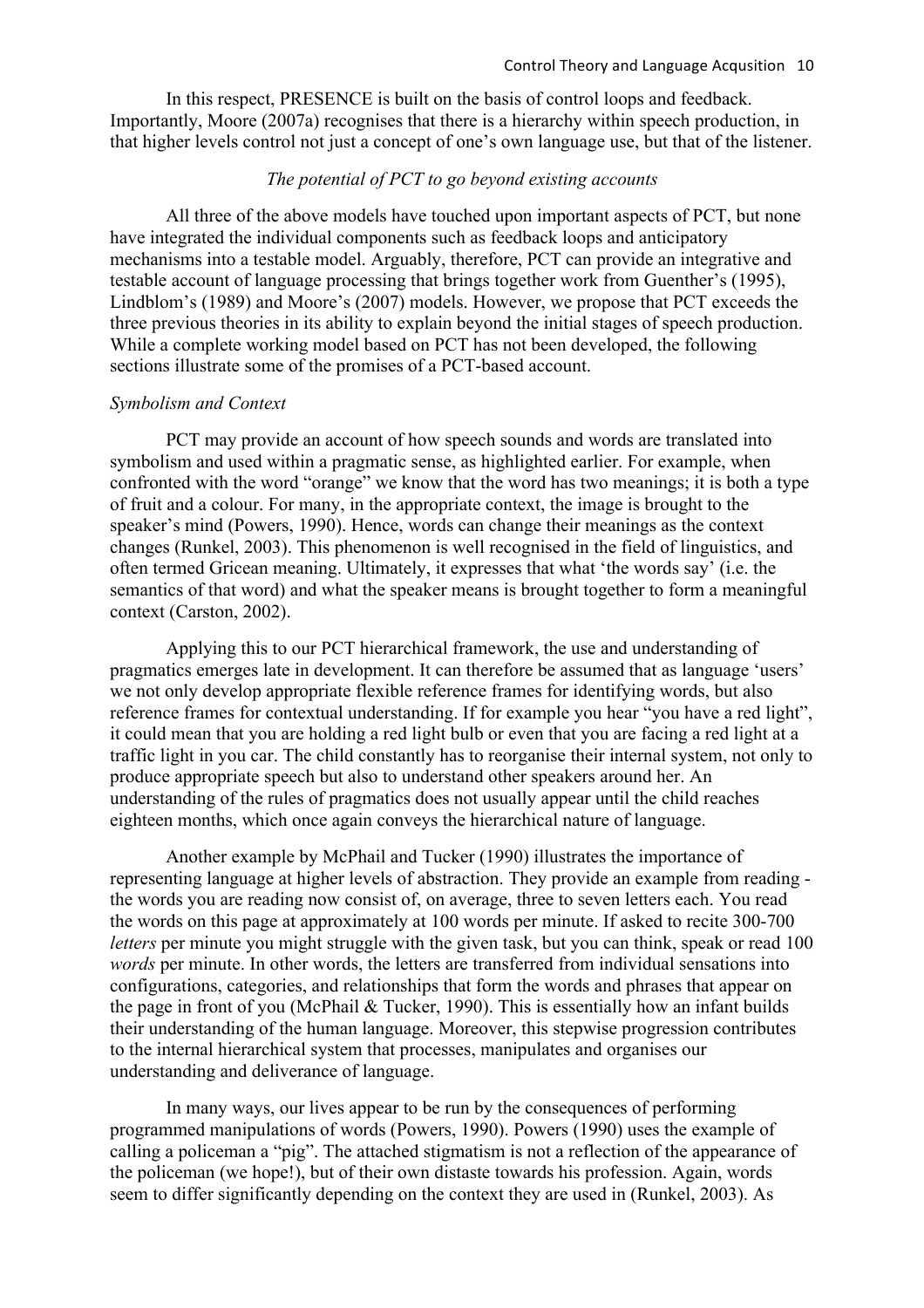In this respect, PRESENCE is built on the basis of control loops and feedback. Importantly, Moore (2007a) recognises that there is a hierarchy within speech production, in that higher levels control not just a concept of one's own language use, but that of the listener.

### *The potential of PCT to go beyond existing accounts*

All three of the above models have touched upon important aspects of PCT, but none have integrated the individual components such as feedback loops and anticipatory mechanisms into a testable model. Arguably, therefore, PCT can provide an integrative and testable account of language processing that brings together work from Guenther's (1995), Lindblom's (1989) and Moore's (2007) models. However, we propose that PCT exceeds the three previous theories in its ability to explain beyond the initial stages of speech production. While a complete working model based on PCT has not been developed, the following sections illustrate some of the promises of a PCT-based account.

#### *Symbolism and Context*

PCT may provide an account of how speech sounds and words are translated into symbolism and used within a pragmatic sense, as highlighted earlier. For example, when confronted with the word "orange" we know that the word has two meanings; it is both a type of fruit and a colour. For many, in the appropriate context, the image is brought to the speaker's mind (Powers, 1990). Hence, words can change their meanings as the context changes (Runkel, 2003). This phenomenon is well recognised in the field of linguistics, and often termed Gricean meaning. Ultimately, it expresses that what 'the words say' (i.e. the semantics of that word) and what the speaker means is brought together to form a meaningful context (Carston, 2002).

Applying this to our PCT hierarchical framework, the use and understanding of pragmatics emerges late in development. It can therefore be assumed that as language 'users' we not only develop appropriate flexible reference frames for identifying words, but also reference frames for contextual understanding. If for example you hear "you have a red light", it could mean that you are holding a red light bulb or even that you are facing a red light at a traffic light in you car. The child constantly has to reorganise their internal system, not only to produce appropriate speech but also to understand other speakers around her. An understanding of the rules of pragmatics does not usually appear until the child reaches eighteen months, which once again conveys the hierarchical nature of language.

Another example by McPhail and Tucker (1990) illustrates the importance of representing language at higher levels of abstraction. They provide an example from reading - the words you are reading now consist of, on average, three to seven letters each. You read the words on this page at approximately at 100 words per minute. If asked to recite 300-700 *letters* per minute you might struggle with the given task, but you can think, speak or read 100 *words* per minute. In other words, the letters are transferred from individual sensations into configurations, categories, and relationships that form the words and phrases that appear on the page in front of you (McPhail & Tucker, 1990). This is essentially how an infant builds their understanding of the human language. Moreover, this stepwise progression contributes to the internal hierarchical system that processes, manipulates and organises our understanding and deliverance of language.

In many ways, our lives appear to be run by the consequences of performing programmed manipulations of words (Powers, 1990). Powers (1990) uses the example of calling a policeman a "pig". The attached stigmatism is not a reflection of the appearance of the policeman (we hope!), but of their own distaste towards his profession. Again, words seem to differ significantly depending on the context they are used in (Runkel, 2003). As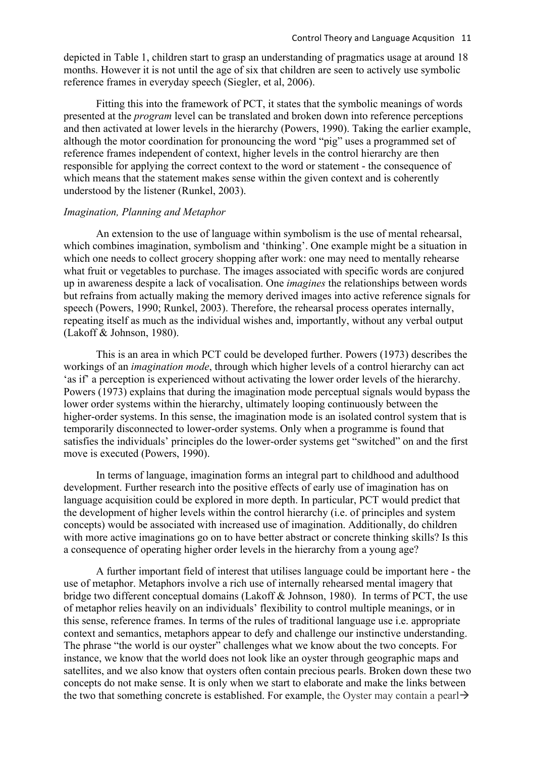depicted in Table 1, children start to grasp an understanding of pragmatics usage at around 18 months. However it is not until the age of six that children are seen to actively use symbolic reference frames in everyday speech (Siegler, et al, 2006).

Fitting this into the framework of PCT, it states that the symbolic meanings of words presented at the *program* level can be translated and broken down into reference perceptions and then activated at lower levels in the hierarchy (Powers, 1990). Taking the earlier example, although the motor coordination for pronouncing the word "pig" uses a programmed set of reference frames independent of context, higher levels in the control hierarchy are then responsible for applying the correct context to the word or statement - the consequence of which means that the statement makes sense within the given context and is coherently understood by the listener (Runkel, 2003).

*Imagination, Planning and Metaphor*

An extension to the use of language within symbolism is the use of mental rehearsal, which combines imagination, symbolism and 'thinking'. One example might be a situation in which one needs to collect grocery shopping after work: one may need to mentally rehearse what fruit or vegetables to purchase. The images associated with specific words are conjured up in awareness despite a lack of vocalisation. One *imagines* the relationships between words but refrains from actually making the memory derived images into active reference signals for speech (Powers, 1990; Runkel, 2003). Therefore, the rehearsal process operates internally, repeating itself as much as the individual wishes and, importantly, without any verbal output (Lakoff & Johnson, 1980).

This is an area in which PCT could be developed further. Powers (1973) describes the workings of an *imagination mode*, through which higher levels of a control hierarchy can act 'as if' a perception is experienced without activating the lower order levels of the hierarchy. Powers (1973) explains that during the imagination mode perceptual signals would bypass the lower order systems within the hierarchy, ultimately looping continuously between the higher-order systems. In this sense, the imagination mode is an isolated control system that is temporarily disconnected to lower-order systems. Only when a programme is found that satisfies the individuals' principles do the lower-order systems get "switched" on and the first move is executed (Powers, 1990).

In terms of language, imagination forms an integral part to childhood and adulthood development. Further research into the positive effects of early use of imagination has on language acquisition could be explored in more depth. In particular, PCT would predict that the development of higher levels within the control hierarchy (i.e. of principles and system concepts) would be associated with increased use of imagination. Additionally, do children with more active imaginations go on to have better abstract or concrete thinking skills? Is this a consequence of operating higher order levels in the hierarchy from a young age?

A further important field of interest that utilises language could be important here - the use of metaphor. Metaphors involve a rich use of internally rehearsed mental imagery that bridge two different conceptual domains (Lakoff & Johnson, 1980). In terms of PCT, the use of metaphor relies heavily on an individuals' flexibility to control multiple meanings, or in this sense, reference frames. In terms of the rules of traditional language use i.e. appropriate context and semantics, metaphors appear to defy and challenge our instinctive understanding. The phrase "the world is our oyster" challenges what we know about the two concepts. For instance, we know that the world does not look like an oyster through geographic maps and satellites, and we also know that oysters often contain precious pearls. Broken down these two concepts do not make sense. It is only when we start to elaborate and make the links between the two that something concrete is established. For example, the Oyster may contain a pearl→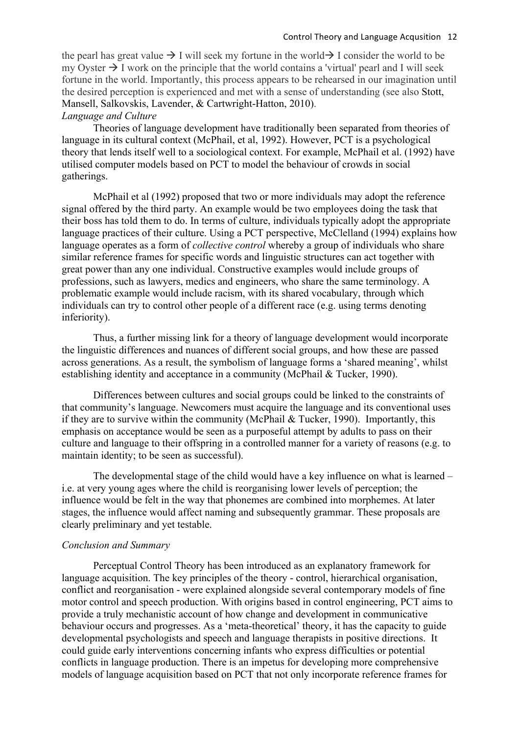the pearl has great value → I will seek my fortune in the world→ I consider the world to be my Oyster → I work on the principle that the world contains a 'virtual' pearl and I will seek fortune in the world. Importantly, this process appears to be rehearsed in our imagination until the desired perception is experienced and met with a sense of understanding (see also Stott, Mansell, Salkovskis, Lavender, & Cartwright-Hatton, 2010).

*Language and Culture*

Theories of language development have traditionally been separated from theories of language in its cultural context (McPhail, et al, 1992). However, PCT is a psychological theory that lends itself well to a sociological context. For example, McPhail et al. (1992) have utilised computer models based on PCT to model the behaviour of crowds in social gatherings.

McPhail et al (1992) proposed that two or more individuals may adopt the reference signal offered by the third party. An example would be two employees doing the task that their boss has told them to do. In terms of culture, individuals typically adopt the appropriate language practices of their culture. Using a PCT perspective, McClelland (1994) explains how language operates as a form of *collective control* whereby a group of individuals who share similar reference frames for specific words and linguistic structures can act together with great power than any one individual. Constructive examples would include groups of professions, such as lawyers, medics and engineers, who share the same terminology. A problematic example would include racism, with its shared vocabulary, through which individuals can try to control other people of a different race (e.g. using terms denoting inferiority).

Thus, a further missing link for a theory of language development would incorporate the linguistic differences and nuances of different social groups, and how these are passed across generations. As a result, the symbolism of language forms a 'shared meaning', whilst establishing identity and acceptance in a community (McPhail & Tucker, 1990).

Differences between cultures and social groups could be linked to the constraints of that community's language. Newcomers must acquire the language and its conventional uses if they are to survive within the community (McPhail & Tucker, 1990). Importantly, this emphasis on acceptance would be seen as a purposeful attempt by adults to pass on their culture and language to their offspring in a controlled manner for a variety of reasons (e.g. to maintain identity; to be seen as successful).

The developmental stage of the child would have a key influence on what is learned – i.e. at very young ages where the child is reorganising lower levels of perception; the influence would be felt in the way that phonemes are combined into morphemes. At later stages, the influence would affect naming and subsequently grammar. These proposals are clearly preliminary and yet testable.

*Conclusion and Summary*

Perceptual Control Theory has been introduced as an explanatory framework for language acquisition. The key principles of the theory - control, hierarchical organisation, conflict and reorganisation - were explained alongside several contemporary models of fine motor control and speech production. With origins based in control engineering, PCT aims to provide a truly mechanistic account of how change and development in communicative behaviour occurs and progresses. As a 'meta-theoretical' theory, it has the capacity to guide developmental psychologists and speech and language therapists in positive directions. It could guide early interventions concerning infants who express difficulties or potential conflicts in language production. There is an impetus for developing more comprehensive models of language acquisition based on PCT that not only incorporate reference frames for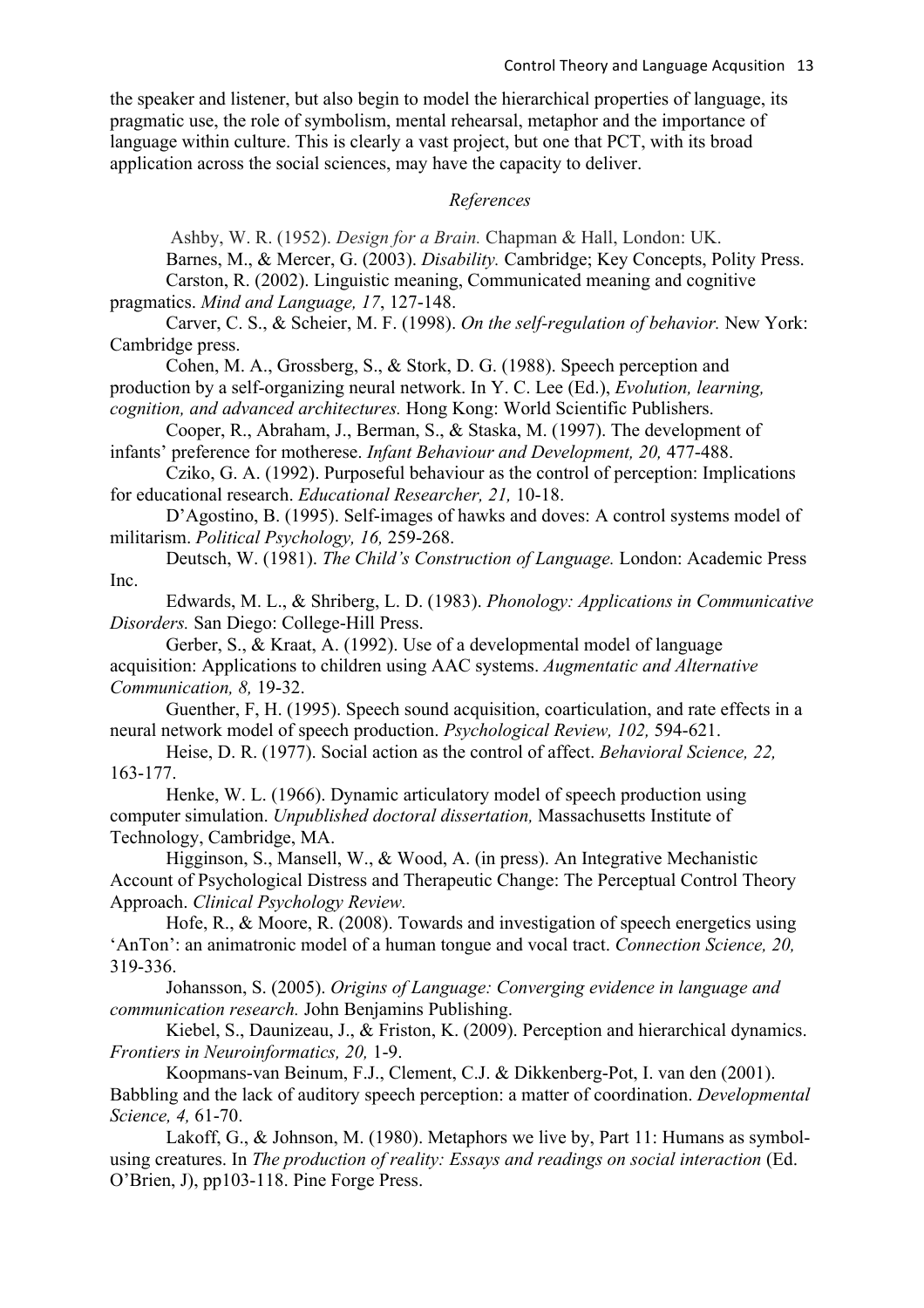the speaker and listener, but also begin to model the hierarchical properties of language, its pragmatic use, the role of symbolism, mental rehearsal, metaphor and the importance of language within culture. This is clearly a vast project, but one that PCT, with its broad application across the social sciences, may have the capacity to deliver.

*References*

Ashby, W. R. (1952). *Design for a Brain.* Chapman & Hall, London: UK.

Barnes, M., & Mercer, G. (2003). *Disability.* Cambridge; Key Concepts, Polity Press.

Carston, R. (2002). Linguistic meaning, Communicated meaning and cognitive pragmatics. *Mind and Language, 17*, 127-148.

Carver, C. S., & Scheier, M. F. (1998). *On the self-regulation of behavior.* New York: Cambridge press.

Cohen, M. A., Grossberg, S., & Stork, D. G. (1988). Speech perception and production by a self-organizing neural network. In Y. C. Lee (Ed.), *Evolution, learning, cognition, and advanced architectures.* Hong Kong: World Scientific Publishers.

Cooper, R., Abraham, J., Berman, S., & Staska, M. (1997). The development of infants' preference for motherese. *Infant Behaviour and Development, 20,* 477-488.

Cziko, G. A. (1992). Purposeful behaviour as the control of perception: Implications for educational research. *Educational Researcher, 21,* 10-18.

D'Agostino, B. (1995). Self-images of hawks and doves: A control systems model of militarism. *Political Psychology, 16,* 259-268.

Deutsch, W. (1981). *The Child's Construction of Language.* London: Academic Press Inc.

Edwards, M. L., & Shriberg, L. D. (1983). *Phonology: Applications in Communicative Disorders.* San Diego: College-Hill Press.

Gerber, S., & Kraat, A. (1992). Use of a developmental model of language acquisition: Applications to children using AAC systems. *Augmentatic and Alternative Communication, 8,* 19-32.

Guenther, F, H. (1995). Speech sound acquisition, coarticulation, and rate effects in a neural network model of speech production. *Psychological Review, 102,* 594-621.

Heise, D. R. (1977). Social action as the control of affect. *Behavioral Science, 22,* 163-177.

Henke, W. L. (1966). Dynamic articulatory model of speech production using computer simulation. *Unpublished doctoral dissertation,* Massachusetts Institute of Technology, Cambridge, MA.

Higginson, S., Mansell, W., & Wood, A. (in press). An Integrative Mechanistic Account of Psychological Distress and Therapeutic Change: The Perceptual Control Theory Approach. *Clinical Psychology Review.*

Hofe, R., & Moore, R. (2008). Towards and investigation of speech energetics using 'AnTon': an animatronic model of a human tongue and vocal tract. *Connection Science, 20,* 319-336.

Johansson, S. (2005). *Origins of Language: Converging evidence in language and communication research.* John Benjamins Publishing.

Kiebel, S., Daunizeau, J., & Friston, K. (2009). Perception and hierarchical dynamics. *Frontiers in Neuroinformatics, 20,* 1-9.

Koopmans-van Beinum, F.J., Clement, C.J. & Dikkenberg-Pot, I. van den (2001). Babbling and the lack of auditory speech perception: a matter of coordination. *Developmental Science, 4,* 61-70.

Lakoff, G., & Johnson, M. (1980). Metaphors we live by, Part 11: Humans as symbol-using creatures. In *The production of reality: Essays and readings on social interaction* (Ed. O'Brien, J), pp103-118. Pine Forge Press.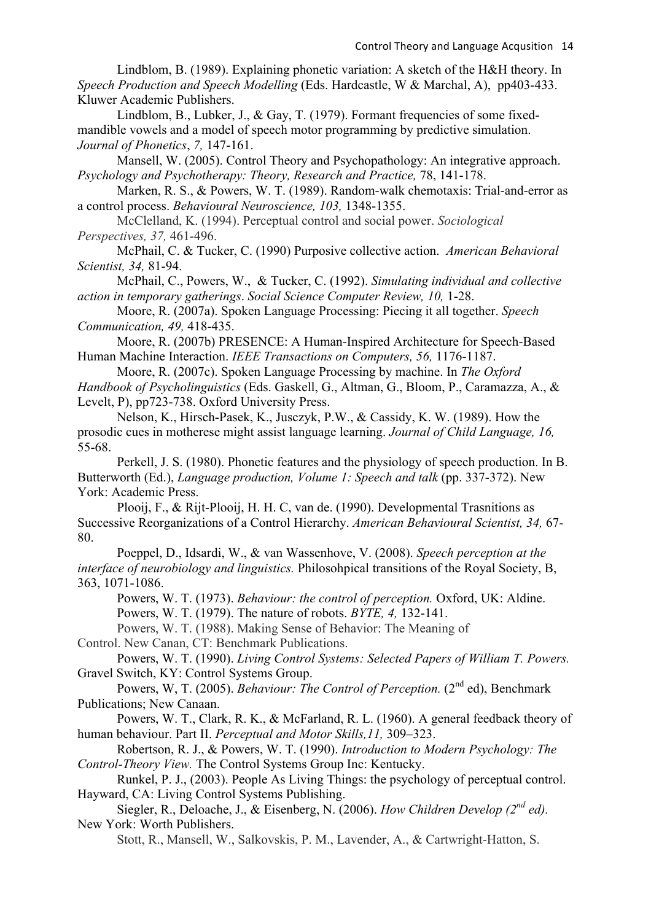Lindblom, B. (1989). Explaining phonetic variation: A sketch of the H&H theory. In *Speech Production and Speech Modelling* (Eds. Hardcastle, W & Marchal, A), pp403-433. Kluwer Academic Publishers.

Lindblom, B., Lubker, J., & Gay, T. (1979). Formant frequencies of some fixed-mandible vowels and a model of speech motor programming by predictive simulation. *Journal of Phonetics*, *7,* 147-161.

Mansell, W. (2005). Control Theory and Psychopathology: An integrative approach. *Psychology and Psychotherapy: Theory, Research and Practice,* 78, 141-178.

Marken, R. S., & Powers, W. T. (1989). Random-walk chemotaxis: Trial-and-error as a control process. *Behavioural Neuroscience, 103,* 1348-1355.

McClelland, K. (1994). Perceptual control and social power. *Sociological Perspectives, 37,* 461-496.

McPhail, C. & Tucker, C. (1990) Purposive collective action. *American Behavioral Scientist, 34,* 81-94.

McPhail, C., Powers, W., & Tucker, C. (1992). *Simulating individual and collective action in temporary gatherings*. *Social Science Computer Review, 10,* 1-28.

Moore, R. (2007a). Spoken Language Processing: Piecing it all together. *Speech Communication, 49,* 418-435.

Moore, R. (2007b) PRESENCE: A Human-Inspired Architecture for Speech-Based Human Machine Interaction. *IEEE Transactions on Computers, 56,* 1176-1187.

Moore, R. (2007c). Spoken Language Processing by machine. In *The Oxford Handbook of Psycholinguistics* (Eds. Gaskell, G., Altman, G., Bloom, P., Caramazza, A., & Levelt, P), pp723-738. Oxford University Press.

Nelson, K., Hirsch-Pasek, K., Jusczyk, P.W., & Cassidy, K. W. (1989). How the prosodic cues in motherese might assist language learning. *Journal of Child Language, 16,* 55-68.

Perkell, J. S. (1980). Phonetic features and the physiology of speech production. In B. Butterworth (Ed.), *Language production, Volume 1: Speech and talk* (pp. 337-372). New York: Academic Press.

Plooij, F., & Rijt-Plooij, H. H. C, van de. (1990). Developmental Trasnitions as Successive Reorganizations of a Control Hierarchy. *American Behavioural Scientist, 34,* 67-80.

Poeppel, D., Idsardi, W., & van Wassenhove, V. (2008). *Speech perception at the interface of neurobiology and linguistics.* Philosohpical transitions of the Royal Society, B, 363, 1071-1086.

Powers, W. T. (1973). *Behaviour: the control of perception.* Oxford, UK: Aldine.

Powers, W. T. (1979). The nature of robots. *BYTE, 4,* 132-141.

Powers, W. T. (1988). Making Sense of Behavior: The Meaning of Control. New Canan, CT: Benchmark Publications.

Powers, W. T. (1990). *Living Control Systems: Selected Papers of William T. Powers.* Gravel Switch, KY: Control Systems Group.

Powers, W, T. (2005). *Behaviour: The Control of Perception.* (2nd ed), Benchmark Publications; New Canaan.

Powers, W. T., Clark, R. K., & McFarland, R. L. (1960). A general feedback theory of human behaviour. Part II. *Perceptual and Motor Skills,11,* 309–323.

Robertson, R. J., & Powers, W. T. (1990). *Introduction to Modern Psychology: The Control-Theory View.* The Control Systems Group Inc: Kentucky.

Runkel, P. J., (2003). People As Living Things: the psychology of perceptual control. Hayward, CA: Living Control Systems Publishing.

Siegler, R., Deloache, J., & Eisenberg, N. (2006). *How Children Develop (2nd ed).* New York: Worth Publishers.

Stott, R., Mansell, W., Salkovskis, P. M., Lavender, A., & Cartwright-Hatton, S.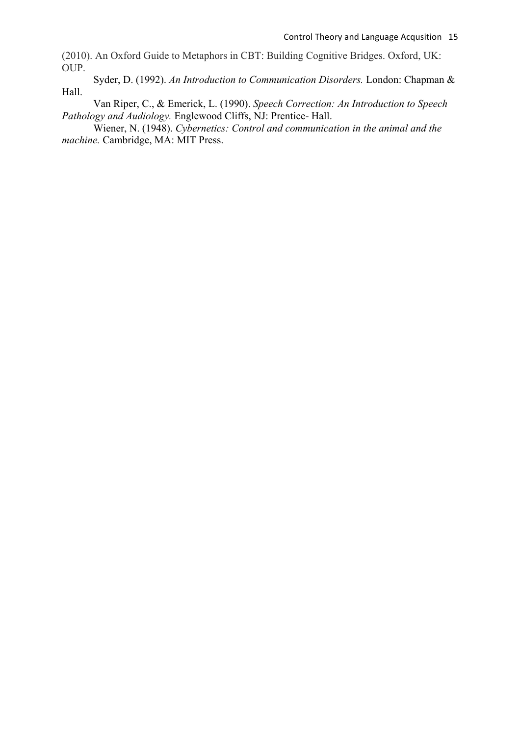(2010). An Oxford Guide to Metaphors in CBT: Building Cognitive Bridges. Oxford, UK: OUP.

Syder, D. (1992). *An Introduction to Communication Disorders.* London: Chapman & Hall.

Van Riper, C., & Emerick, L. (1990). *Speech Correction: An Introduction to Speech Pathology and Audiology.* Englewood Cliffs, NJ: Prentice- Hall.

Wiener, N. (1948). *Cybernetics: Control and communication in the animal and the machine.* Cambridge, MA: MIT Press.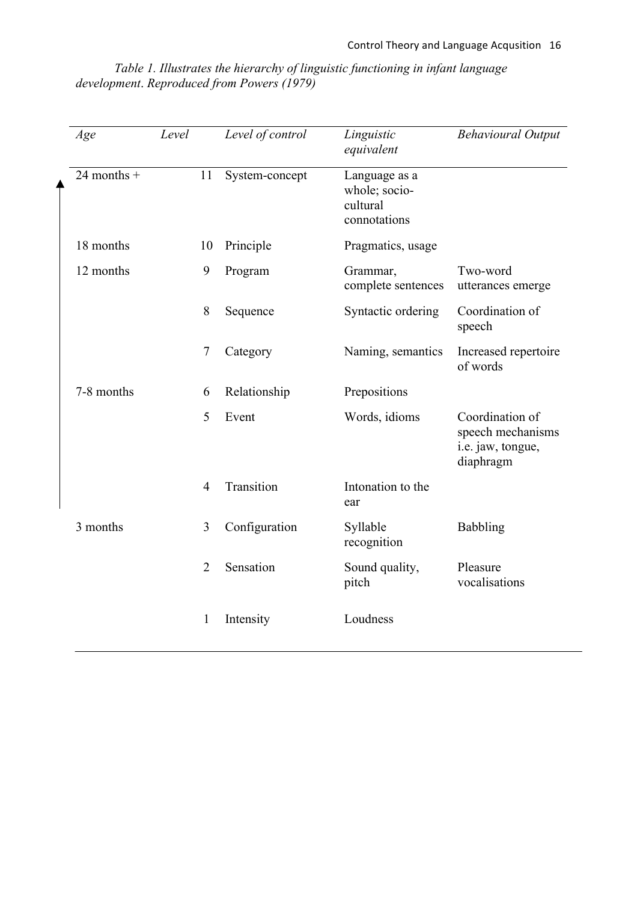*Table 1. Illustrates the hierarchy of linguistic functioning in infant language development. Reproduced from Powers (1979)*

| *Age* | *Level* | *Level of control* | *Linguistic equivalent* | *Behavioural Output* |
|---|---|---|---|---|
| 24 months + | 11 | System-concept | Language as a whole; socio-cultural connotations | |
| 18 months | 10 | Principle | Pragmatics, usage | |
| 12 months | 9 | Program | Grammar, complete sentences | Two-word utterances emerge |
| | 8 | Sequence | Syntactic ordering | Coordination of speech |
| | 7 | Category | Naming, semantics | Increased repertoire of words |
| 7-8 months | 6 | Relationship | Prepositions | |
| | 5 | Event | Words, idioms | Coordination of speech mechanisms i.e. jaw, tongue, diaphragm |
| | 4 | Transition | Intonation to the ear | |
| 3 months | 3 | Configuration | Syllable recognition | Babbling |
| | 2 | Sensation | Sound quality, pitch | Pleasure vocalisations |
| | 1 | Intensity | Loudness | |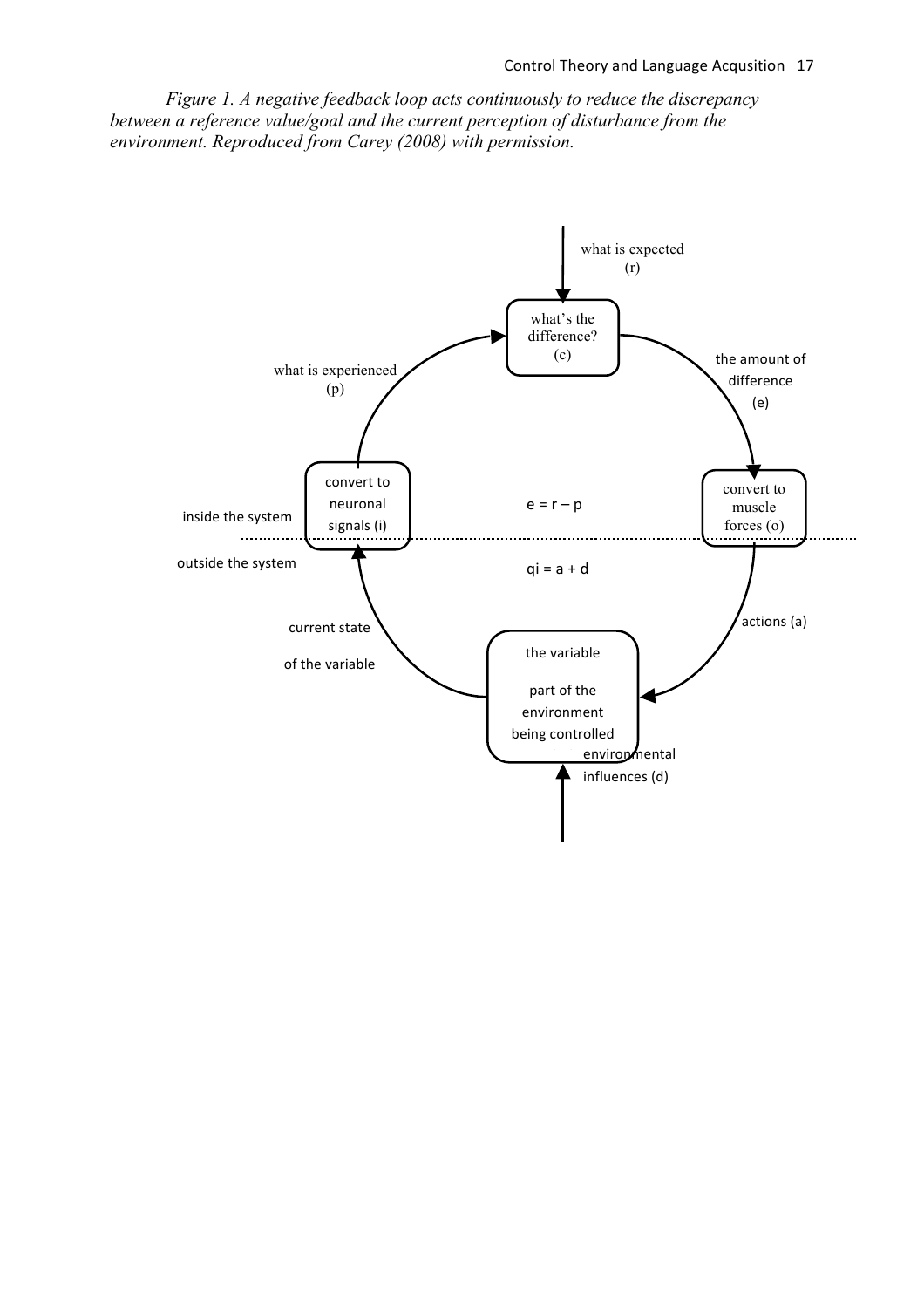*Figure 1. A negative feedback loop acts continuously to reduce the discrepancy between a reference value/goal and the current perception of disturbance from the environment. Reproduced from Carey (2008) with permission.*

what is expected (r)

what's the difference? (c)

the amount of difference (e)

convert to muscle forces (o)

what is experienced (p)

convert to neuronal signals (i)

$e = r - p$

inside the system

outside the system

$qi = a + d$

actions (a)

current state of the variable

the variable part of the environment being controlled

environmental influences (d)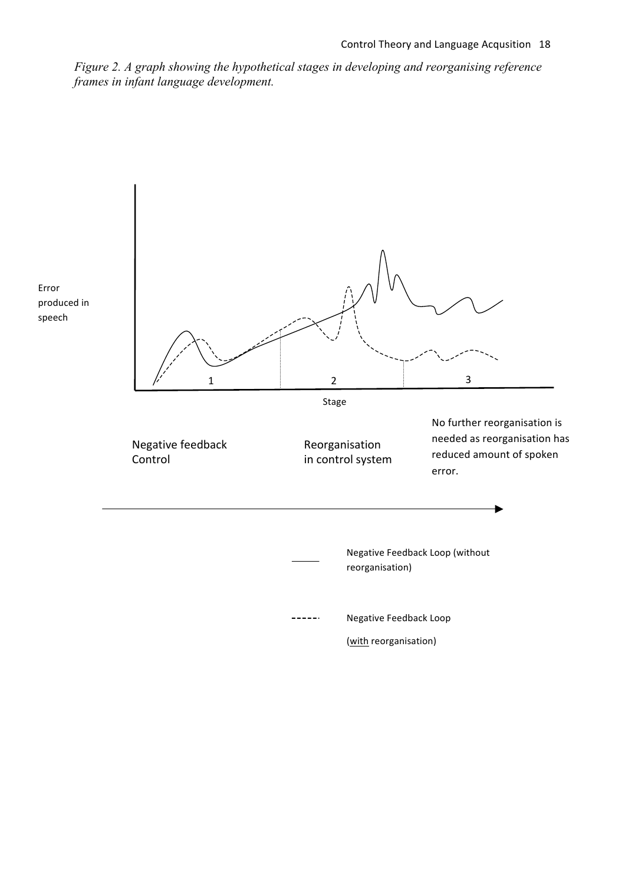*Figure 2. A graph showing the hypothetical stages in developing and reorganising reference frames in infant language development.*

Error produced in speech

1

2

3

Stage

Negative feedback Control

Reorganisation in control system

No further reorganisation is needed as reorganisation has reduced amount of spoken error.

Negative Feedback Loop (without reorganisation)

Negative Feedback Loop (<u>with</u> reorganisation)